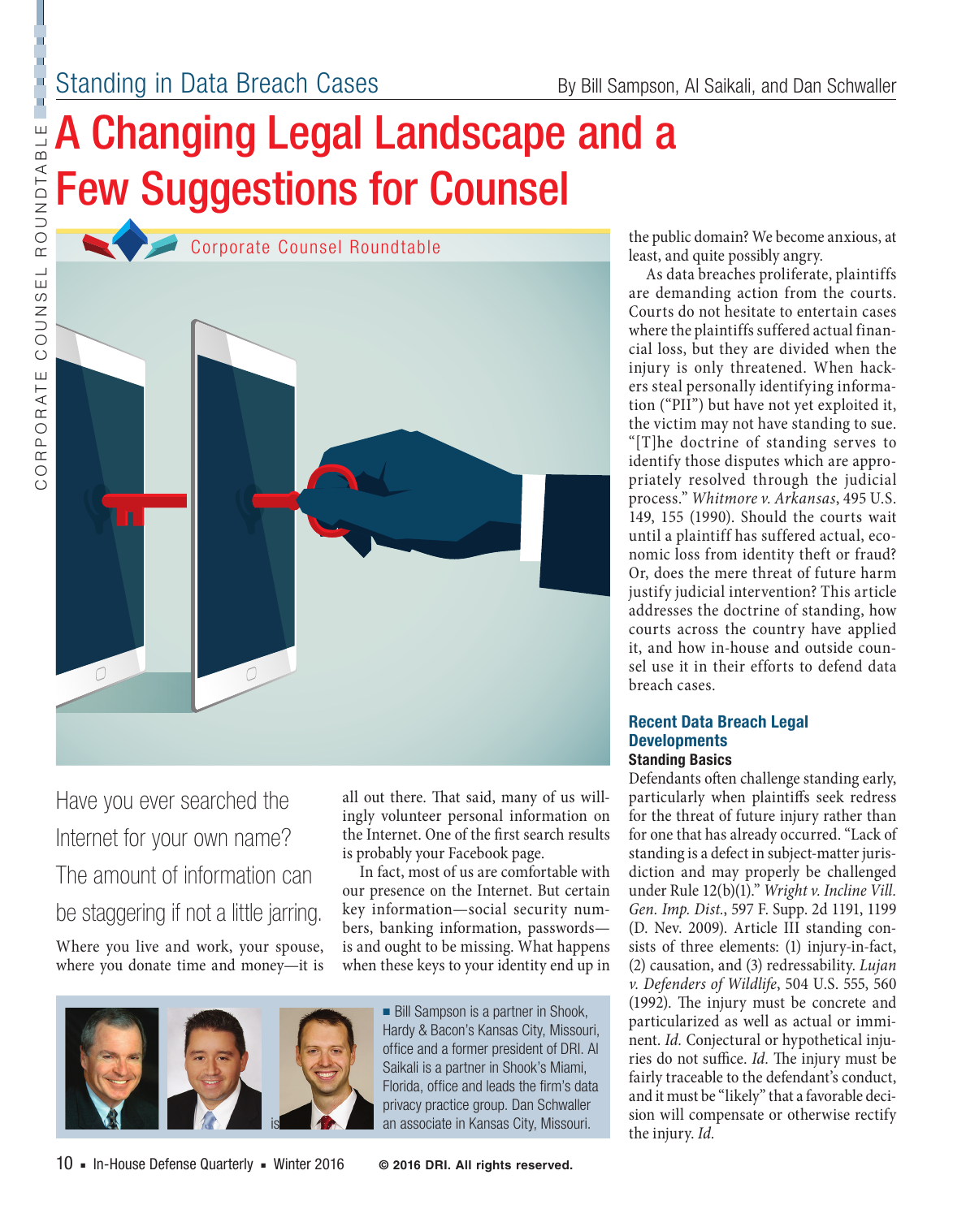Standing in Data Breach Cases

By Bill Sampson, Al Saikali, and Dan Schwaller

# A Changing Legal Landscape and a Few Suggestions for Counsel

Corporate Counsel Roundtable

Have you ever searched the Internet for your own name? The amount of information can be staggering if not a little jarring.

Where you live and work, your spouse, where you donate time and money—it is all out there. That said, many of us willingly volunteer personal information on the Internet. One of the first search results is probably your Facebook page.

In fact, most of us are comfortable with our presence on the Internet. But certain key information—social security numbers, banking information, passwords—is and ought to be missing. What happens when these keys to your identity end up in the public domain? We become anxious, at least, and quite possibly angry.

As data breaches proliferate, plaintiffs are demanding action from the courts. Courts do not hesitate to entertain cases where the plaintiffs suffered actual financial loss, but they are divided when the injury is only threatened. When hackers steal personally identifying information ("PII") but have not yet exploited it, the victim may not have standing to sue. "[T]he doctrine of standing serves to identify those disputes which are appropriately resolved through the judicial process." *Whitmore v. Arkansas*, 495 U.S. 149, 155 (1990). Should the courts wait until a plaintiff has suffered actual, economic loss from identity theft or fraud? Or, does the mere threat of future harm justify judicial intervention? This article addresses the doctrine of standing, how courts across the country have applied it, and how in-house and outside counsel use it in their efforts to defend data breach cases.

■ Bill Sampson is a partner in Shook, Hardy & Bacon's Kansas City, Missouri, office and a former president of DRI. Al Saikali is a partner in Shook's Miami, Florida, office and leads the firm's data privacy practice group. Dan Schwaller is an associate in Kansas City, Missouri.

## Recent Data Breach Legal Developments

### Standing Basics

Defendants often challenge standing early, particularly when plaintiffs seek redress for the threat of future injury rather than for one that has already occurred. "Lack of standing is a defect in subject-matter jurisdiction and may properly be challenged under Rule 12(b)(1)." *Wright v. Incline Vill. Gen. Imp. Dist.*, 597 F. Supp. 2d 1191, 1199 (D. Nev. 2009). Article III standing consists of three elements: (1) injury-in-fact, (2) causation, and (3) redressability. *Lujan v. Defenders of Wildlife*, 504 U.S. 555, 560 (1992). The injury must be concrete and particularized as well as actual or imminent. *Id.* Conjectural or hypothetical injuries do not suffice. *Id.* The injury must be fairly traceable to the defendant's conduct, and it must be "likely" that a favorable decision will compensate or otherwise rectify the injury. *Id.*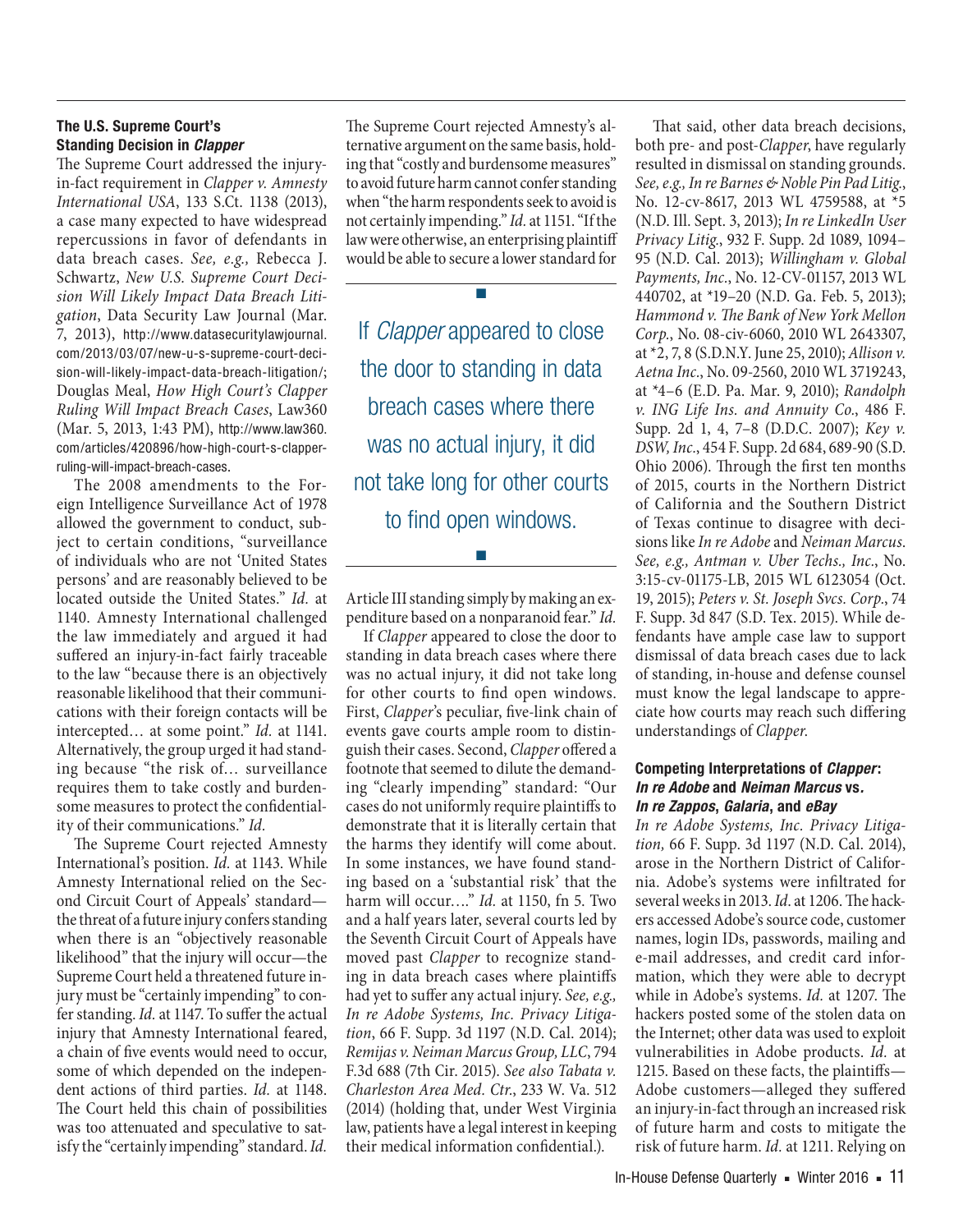### The U.S. Supreme Court's Standing Decision in *Clapper*

The Supreme Court addressed the injury-in-fact requirement in *Clapper v. Amnesty International USA*, 133 S.Ct. 1138 (2013), a case many expected to have widespread repercussions in favor of defendants in data breach cases. *See, e.g.,* Rebecca J. Schwartz, *New U.S. Supreme Court Decision Will Likely Impact Data Breach Litigation*, Data Security Law Journal (Mar. 7, 2013), http://www.datasecuritylawjournal.com/2013/03/07/new-u-s-supreme-court-decision-will-likely-impact-data-breach-litigation/; Douglas Meal, *How High Court's Clapper Ruling Will Impact Breach Cases*, Law360 (Mar. 5, 2013, 1:43 PM), http://www.law360.com/articles/420896/how-high-court-s-clapper-ruling-will-impact-breach-cases.

The 2008 amendments to the Foreign Intelligence Surveillance Act of 1978 allowed the government to conduct, subject to certain conditions, "surveillance of individuals who are not 'United States persons' and are reasonably believed to be located outside the United States." *Id.* at 1140. Amnesty International challenged the law immediately and argued it had suffered an injury-in-fact fairly traceable to the law "because there is an objectively reasonable likelihood that their communications with their foreign contacts will be intercepted… at some point." *Id.* at 1141. Alternatively, the group urged it had standing because "the risk of… surveillance requires them to take costly and burdensome measures to protect the confidentiality of their communications." *Id.*

The Supreme Court rejected Amnesty International's position. *Id.* at 1143. While Amnesty International relied on the Second Circuit Court of Appeals' standard—the threat of a future injury confers standing when there is an "objectively reasonable likelihood" that the injury will occur—the Supreme Court held a threatened future injury must be "certainly impending" to confer standing. *Id.* at 1147. To suffer the actual injury that Amnesty International feared, a chain of five events would need to occur, some of which depended on the independent actions of third parties. *Id.* at 1148. The Court held this chain of possibilities was too attenuated and speculative to satisfy the "certainly impending" standard. *Id.*

The Supreme Court rejected Amnesty's alternative argument on the same basis, holding that "costly and burdensome measures" to avoid future harm cannot confer standing when "the harm respondents seek to avoid is not certainly impending." *Id.* at 1151. "If the law were otherwise, an enterprising plaintiff would be able to secure a lower standard for Article III standing simply by making an expenditure based on a nonparanoid fear." *Id.*

> If *Clapper* appeared to close the door to standing in data breach cases where there was no actual injury, it did not take long for other courts to find open windows.

If *Clapper* appeared to close the door to standing in data breach cases where there was no actual injury, it did not take long for other courts to find open windows. First, *Clapper*'s peculiar, five-link chain of events gave courts ample room to distinguish their cases. Second, *Clapper* offered a footnote that seemed to dilute the demanding "clearly impending" standard: "Our cases do not uniformly require plaintiffs to demonstrate that it is literally certain that the harms they identify will come about. In some instances, we have found standing based on a 'substantial risk' that the harm will occur…." *Id.* at 1150, fn 5. Two and a half years later, several courts led by the Seventh Circuit Court of Appeals have moved past *Clapper* to recognize standing in data breach cases where plaintiffs had yet to suffer any actual injury. *See, e.g., In re Adobe Systems, Inc. Privacy Litigation*, 66 F. Supp. 3d 1197 (N.D. Cal. 2014); *Remijas v. Neiman Marcus Group, LLC*, 794 F.3d 688 (7th Cir. 2015). *See also Tabata v. Charleston Area Med. Ctr.*, 233 W. Va. 512 (2014) (holding that, under West Virginia law, patients have a legal interest in keeping their medical information confidential.).

That said, other data breach decisions, both pre- and post-*Clapper*, have regularly resulted in dismissal on standing grounds. *See, e.g., In re Barnes & Noble Pin Pad Litig.*, No. 12-cv-8617, 2013 WL 4759588, at *5 (N.D. Ill. Sept. 3, 2013); *In re LinkedIn User Privacy Litig.*, 932 F. Supp. 2d 1089, 1094–95 (N.D. Cal. 2013); *Willingham v. Global Payments, Inc.*, No. 12-CV-01157, 2013 WL 440702, at *19–20 (N.D. Ga. Feb. 5, 2013); *Hammond v. The Bank of New York Mellon Corp.*, No. 08-civ-6060, 2010 WL 2643307, at *2, 7, 8 (S.D.N.Y. June 25, 2010); *Allison v. Aetna Inc.*, No. 09-2560, 2010 WL 3719243, at *4–6 (E.D. Pa. Mar. 9, 2010); *Randolph v. ING Life Ins. and Annuity Co.*, 486 F. Supp. 2d 1, 4, 7–8 (D.D.C. 2007); *Key v. DSW, Inc.*, 454 F. Supp. 2d 684, 689-90 (S.D. Ohio 2006). Through the first ten months of 2015, courts in the Northern District of California and the Southern District of Texas continue to disagree with decisions like *In re Adobe* and *Neiman Marcus*. *See, e.g., Antman v. Uber Techs., Inc.*, No. 3:15-cv-01175-LB, 2015 WL 6123054 (Oct. 19, 2015); *Peters v. St. Joseph Svcs. Corp.*, 74 F. Supp. 3d 847 (S.D. Tex. 2015). While defendants have ample case law to support dismissal of data breach cases due to lack of standing, in-house and defense counsel must know the legal landscape to appreciate how courts may reach such differing understandings of *Clapper*.

### Competing Interpretations of *Clapper*: *In re Adobe* and *Neiman Marcus* vs. *In re Zappos*, *Galaria*, and *eBay*

*In re Adobe Systems, Inc. Privacy Litigation,* 66 F. Supp. 3d 1197 (N.D. Cal. 2014), arose in the Northern District of California. Adobe's systems were infiltrated for several weeks in 2013. *Id.* at 1206. The hackers accessed Adobe's source code, customer names, login IDs, passwords, mailing and e-mail addresses, and credit card information, which they were able to decrypt while in Adobe's systems. *Id.* at 1207. The hackers posted some of the stolen data on the Internet; other data was used to exploit vulnerabilities in Adobe products. *Id.* at 1215. Based on these facts, the plaintiffs—Adobe customers—alleged they suffered an injury-in-fact through an increased risk of future harm and costs to mitigate the risk of future harm. *Id.* at 1211. Relying on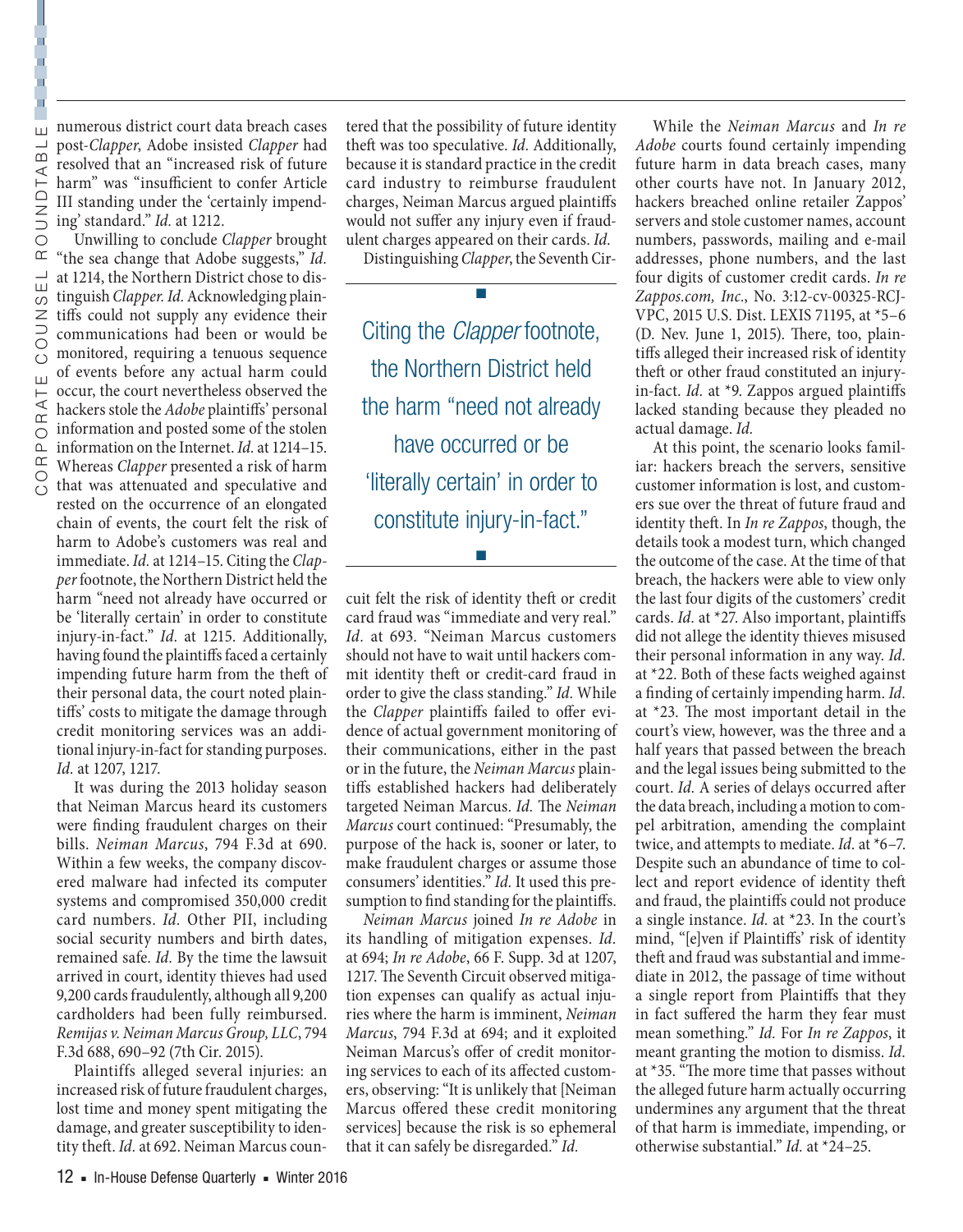numerous district court data breach cases post-*Clapper*, Adobe insisted *Clapper* had resolved that an "increased risk of future harm" was "insufficient to confer Article III standing under the 'certainly impending' standard." *Id.* at 1212.

Unwilling to conclude *Clapper* brought "the sea change that Adobe suggests," *Id.* at 1214, the Northern District chose to distinguish *Clapper*. *Id.* Acknowledging plaintiffs could not supply any evidence their communications had been or would be monitored, requiring a tenuous sequence of events before any actual harm could occur, the court nevertheless observed the hackers stole the *Adobe* plaintiffs' personal information and posted some of the stolen information on the Internet. *Id.* at 1214–15. Whereas *Clapper* presented a risk of harm that was attenuated and speculative and rested on the occurrence of an elongated chain of events, the court felt the risk of harm to Adobe's customers was real and immediate. *Id.* at 1214–15. Citing the *Clapper* footnote, the Northern District held the harm "need not already have occurred or be 'literally certain' in order to constitute injury-in-fact." *Id.* at 1215. Additionally, having found the plaintiffs faced a certainly impending future harm from the theft of their personal data, the court noted plaintiffs' costs to mitigate the damage through credit monitoring services was an additional injury-in-fact for standing purposes. *Id.* at 1207, 1217.

It was during the 2013 holiday season that Neiman Marcus heard its customers were finding fraudulent charges on their bills. *Neiman Marcus*, 794 F.3d at 690. Within a few weeks, the company discovered malware had infected its computer systems and compromised 350,000 credit card numbers. *Id.* Other PII, including social security numbers and birth dates, remained safe. *Id.* By the time the lawsuit arrived in court, identity thieves had used 9,200 cards fraudulently, although all 9,200 cardholders had been fully reimbursed. *Remijas v. Neiman Marcus Group, LLC*, 794 F.3d 688, 690–92 (7th Cir. 2015).

Plaintiffs alleged several injuries: an increased risk of future fraudulent charges, lost time and money spent mitigating the damage, and greater susceptibility to identity theft. *Id.* at 692. Neiman Marcus countered that the possibility of future identity theft was too speculative. *Id.* Additionally, because it is standard practice in the credit card industry to reimburse fraudulent charges, Neiman Marcus argued plaintiffs would not suffer any injury even if fraudulent charges appeared on their cards. *Id.*

Distinguishing *Clapper*, the Seventh Circuit felt the risk of identity theft or credit card fraud was "immediate and very real." *Id.* at 693. "Neiman Marcus customers should not have to wait until hackers commit identity theft or credit-card fraud in order to give the class standing." *Id.* While the *Clapper* plaintiffs failed to offer evidence of actual government monitoring of their communications, either in the past or in the future, the *Neiman Marcus* plaintiffs established hackers had deliberately targeted Neiman Marcus. *Id.* The *Neiman Marcus* court continued: "Presumably, the purpose of the hack is, sooner or later, to make fraudulent charges or assume those consumers' identities." *Id.* It used this presumption to find standing for the plaintiffs.

*Neiman Marcus* joined *In re Adobe* in its handling of mitigation expenses. *Id.* at 694; *In re Adobe*, 66 F. Supp. 3d at 1207, 1217. The Seventh Circuit observed mitigation expenses can qualify as actual injuries where the harm is imminent, *Neiman Marcus*, 794 F.3d at 694; and it exploited Neiman Marcus's offer of credit monitoring services to each of its affected customers, observing: "It is unlikely that [Neiman Marcus offered these credit monitoring services] because the risk is so ephemeral that it can safely be disregarded." *Id.*

> Citing the *Clapper* footnote, the Northern District held the harm "need not already have occurred or be 'literally certain' in order to constitute injury-in-fact."

While the *Neiman Marcus* and *In re Adobe* courts found certainly impending future harm in data breach cases, many other courts have not. In January 2012, hackers breached online retailer Zappos' servers and stole customer names, account numbers, passwords, mailing and e-mail addresses, phone numbers, and the last four digits of customer credit cards. *In re Zappos.com, Inc.*, No. 3:12-cv-00325-RCJ-VPC, 2015 U.S. Dist. LEXIS 71195, at *5–6 (D. Nev. June 1, 2015). There, too, plaintiffs alleged their increased risk of identity theft or other fraud constituted an injury-in-fact. *Id.* at *9. Zappos argued plaintiffs lacked standing because they pleaded no actual damage. *Id.*

At this point, the scenario looks familiar: hackers breach the servers, sensitive customer information is lost, and customers sue over the threat of future fraud and identity theft. In *In re Zappos*, though, the details took a modest turn, which changed the outcome of the case. At the time of that breach, the hackers were able to view only the last four digits of the customers' credit cards. *Id.* at *27. Also important, plaintiffs did not allege the identity thieves misused their personal information in any way. *Id.* at *22. Both of these facts weighed against a finding of certainly impending harm. *Id.* at *23. The most important detail in the court's view, however, was the three and a half years that passed between the breach and the legal issues being submitted to the court. *Id.* A series of delays occurred after the data breach, including a motion to compel arbitration, amending the complaint twice, and attempts to mediate. *Id.* at *6–7. Despite such an abundance of time to collect and report evidence of identity theft and fraud, the plaintiffs could not produce a single instance. *Id.* at *23. In the court's mind, "[e]ven if Plaintiffs' risk of identity theft and fraud was substantial and immediate in 2012, the passage of time without a single report from Plaintiffs that they in fact suffered the harm they fear must mean something." *Id.* For *In re Zappos*, it meant granting the motion to dismiss. *Id.* at *35. "The more time that passes without the alleged future harm actually occurring undermines any argument that the threat of that harm is immediate, impending, or otherwise substantial." *Id.* at *24–25.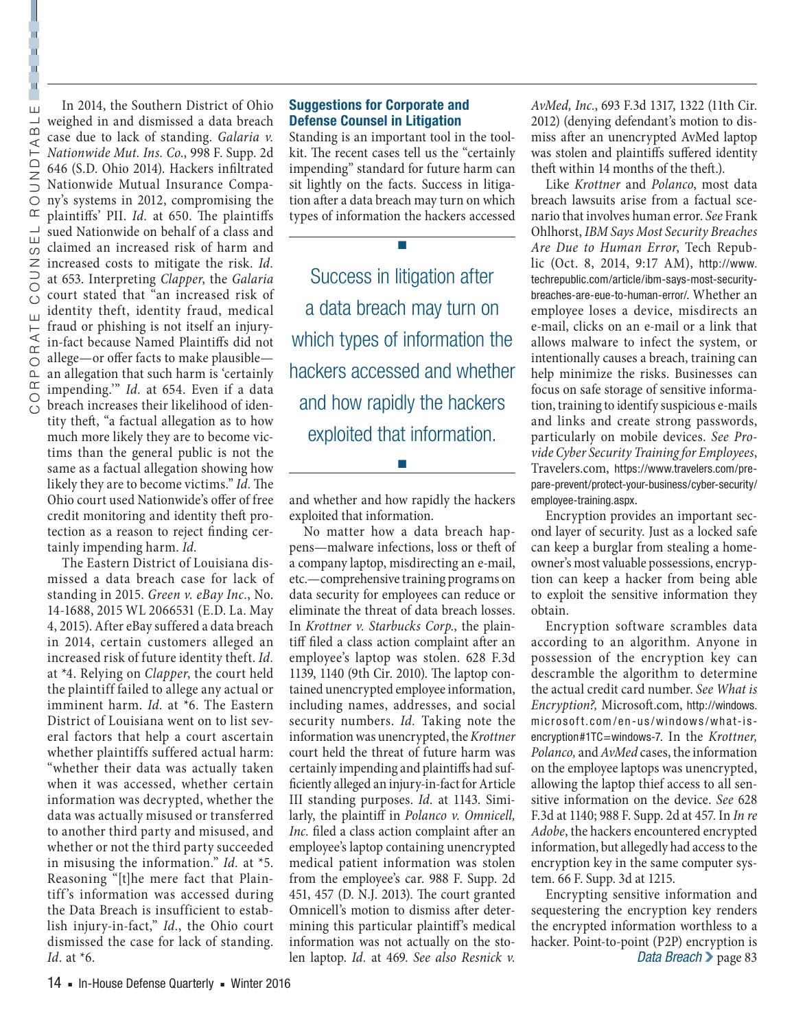In 2014, the Southern District of Ohio weighed in and dismissed a data breach case due to lack of standing. *Galaria v. Nationwide Mut. Ins. Co.*, 998 F. Supp. 2d 646 (S.D. Ohio 2014). Hackers infiltrated Nationwide Mutual Insurance Company's systems in 2012, compromising the plaintiffs' PII. *Id.* at 650. The plaintiffs sued Nationwide on behalf of a class and claimed an increased risk of harm and increased costs to mitigate the risk. *Id.* at 653. Interpreting *Clapper*, the *Galaria* court stated that "an increased risk of identity theft, identity fraud, medical fraud or phishing is not itself an injury-in-fact because Named Plaintiffs did not allege—or offer facts to make plausible—an allegation that such harm is 'certainly impending.'" *Id.* at 654. Even if a data breach increases their likelihood of identity theft, "a factual allegation as to how much more likely they are to become victims than the general public is not the same as a factual allegation showing how likely they are to become victims." *Id.* The Ohio court used Nationwide's offer of free credit monitoring and identity theft protection as a reason to reject finding certainly impending harm. *Id.*

The Eastern District of Louisiana dismissed a data breach case for lack of standing in 2015. *Green v. eBay Inc.*, No. 14-1688, 2015 WL 2066531 (E.D. La. May 4, 2015). After eBay suffered a data breach in 2014, certain customers alleged an increased risk of future identity theft. *Id.* at *4. Relying on *Clapper*, the court held the plaintiff failed to allege any actual or imminent harm. *Id.* at *6. The Eastern District of Louisiana went on to list several factors that help a court ascertain whether plaintiffs suffered actual harm: "whether their data was actually taken when it was accessed, whether certain information was decrypted, whether the data was actually misused or transferred to another third party and misused, and whether or not the third party succeeded in misusing the information." *Id.* at *5. Reasoning "[t]he mere fact that Plaintiff's information was accessed during the Data Breach is insufficient to establish injury-in-fact," *Id.*, the Ohio court dismissed the case for lack of standing. *Id.* at *6.

## Suggestions for Corporate and Defense Counsel in Litigation

Standing is an important tool in the toolkit. The recent cases tell us the "certainly impending" standard for future harm can sit lightly on the facts. Success in litigation after a data breach may turn on which types of information the hackers accessed and whether and how rapidly the hackers exploited that information.

> Success in litigation after a data breach may turn on which types of information the hackers accessed and whether and how rapidly the hackers exploited that information.

No matter how a data breach happens—malware infections, loss or theft of a company laptop, misdirecting an e-mail, etc.—comprehensive training programs on data security for employees can reduce or eliminate the threat of data breach losses. In *Krottner v. Starbucks Corp.*, the plaintiff filed a class action complaint after an employee's laptop was stolen. 628 F.3d 1139, 1140 (9th Cir. 2010). The laptop contained unencrypted employee information, including names, addresses, and social security numbers. *Id.* Taking note the information was unencrypted, the *Krottner* court held the threat of future harm was certainly impending and plaintiffs had sufficiently alleged an injury-in-fact for Article III standing purposes. *Id.* at 1143. Similarly, the plaintiff in *Polanco v. Omnicell, Inc.* filed a class action complaint after an employee's laptop containing unencrypted medical patient information was stolen from the employee's car. 988 F. Supp. 2d 451, 457 (D. N.J. 2013). The court granted Omnicell's motion to dismiss after determining this particular plaintiff's medical information was not actually on the stolen laptop. *Id.* at 469. *See also Resnick v. AvMed, Inc.*, 693 F.3d 1317, 1322 (11th Cir. 2012) (denying defendant's motion to dismiss after an unencrypted AvMed laptop was stolen and plaintiffs suffered identity theft within 14 months of the theft.).

Like *Krottner* and *Polanco*, most data breach lawsuits arise from a factual scenario that involves human error. *See* Frank Ohlhorst, *IBM Says Most Security Breaches Are Due to Human Error*, Tech Republic (Oct. 8, 2014, 9:17 AM), http://www.techrepublic.com/article/ibm-says-most-security-breaches-are-eue-to-human-error/. Whether an employee loses a device, misdirects an e-mail, clicks on an e-mail or a link that allows malware to infect the system, or intentionally causes a breach, training can help minimize the risks. Businesses can focus on safe storage of sensitive information, training to identify suspicious e-mails and links and create strong passwords, particularly on mobile devices. *See Provide Cyber Security Training for Employees*, Travelers.com, https://www.travelers.com/prepare-prevent/protect-your-business/cyber-security/employee-training.aspx.

Encryption provides an important second layer of security. Just as a locked safe can keep a burglar from stealing a homeowner's most valuable possessions, encryption can keep a hacker from being able to exploit the sensitive information they obtain.

Encryption software scrambles data according to an algorithm. Anyone in possession of the encryption key can descramble the algorithm to determine the actual credit card number. *See What is Encryption?,* Microsoft.com, http://windows.microsoft.com/en-us/windows/what-is-encryption#1TC=windows-7. In the *Krottner, Polanco,* and *AvMed* cases, the information on the employee laptops was unencrypted, allowing the laptop thief access to all sensitive information on the device. *See* 628 F.3d at 1140; 988 F. Supp. 2d at 457. In *In re Adobe*, the hackers encountered encrypted information, but allegedly had access to the encryption key in the same computer system. 66 F. Supp. 3d at 1215.

Encrypting sensitive information and sequestering the encryption key renders the encrypted information worthless to a hacker. Point-to-point (P2P) encryption is

*Data Breach* > page 83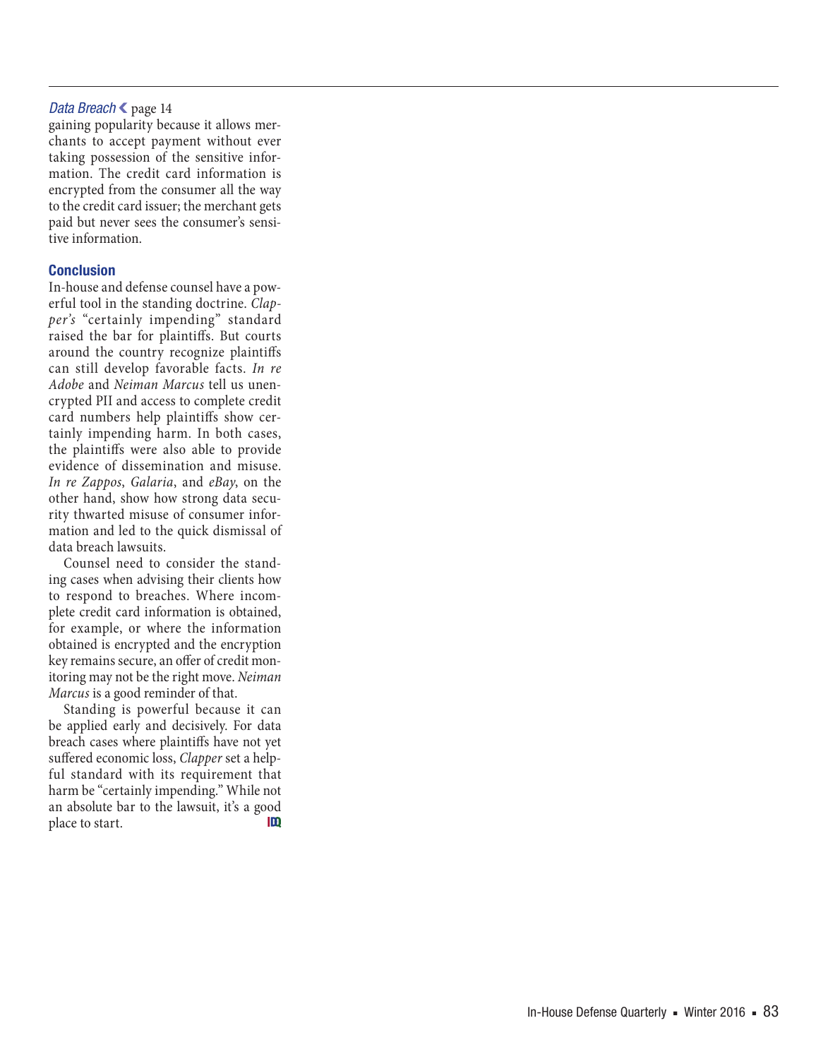*Data Breach* ❮ page 14

gaining popularity because it allows merchants to accept payment without ever taking possession of the sensitive information. The credit card information is encrypted from the consumer all the way to the credit card issuer; the merchant gets paid but never sees the consumer's sensitive information.

## Conclusion

In-house and defense counsel have a powerful tool in the standing doctrine. *Clapper's* "certainly impending" standard raised the bar for plaintiffs. But courts around the country recognize plaintiffs can still develop favorable facts. *In re Adobe* and *Neiman Marcus* tell us unencrypted PII and access to complete credit card numbers help plaintiffs show certainly impending harm. In both cases, the plaintiffs were also able to provide evidence of dissemination and misuse. *In re Zappos*, *Galaria*, and *eBay*, on the other hand, show how strong data security thwarted misuse of consumer information and led to the quick dismissal of data breach lawsuits.

Counsel need to consider the standing cases when advising their clients how to respond to breaches. Where incomplete credit card information is obtained, for example, or where the information obtained is encrypted and the encryption key remains secure, an offer of credit monitoring may not be the right move. *Neiman Marcus* is a good reminder of that.

Standing is powerful because it can be applied early and decisively. For data breach cases where plaintiffs have not yet suffered economic loss, *Clapper* set a helpful standard with its requirement that harm be "certainly impending." While not an absolute bar to the lawsuit, it's a good place to start.